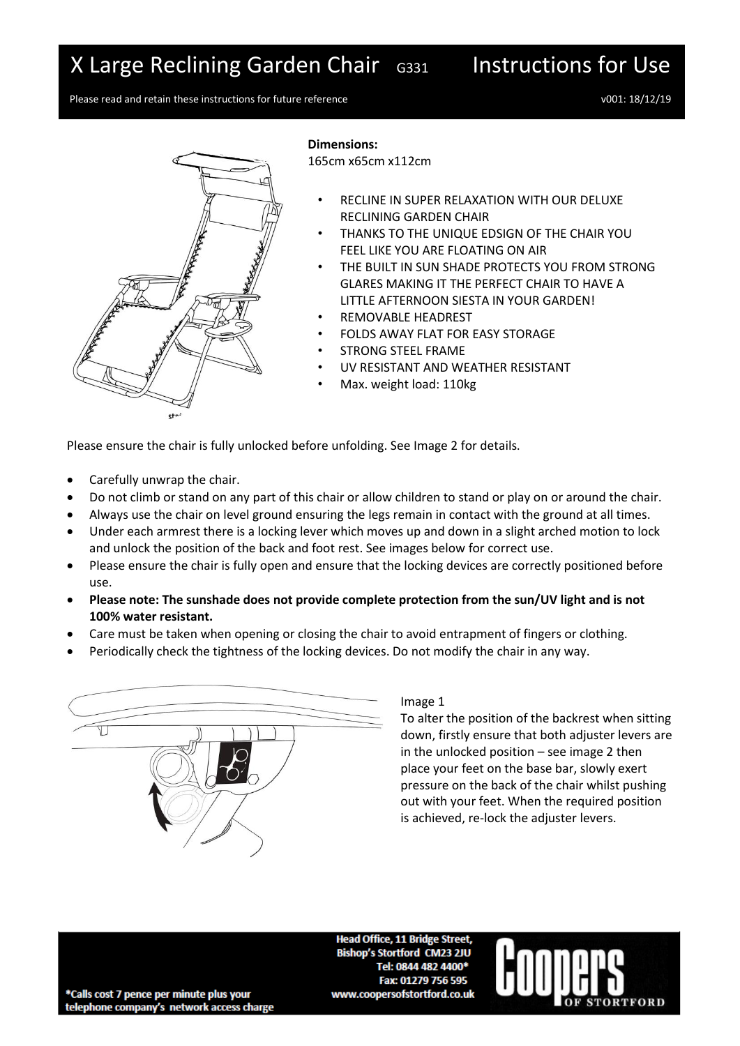# X Large Reclining Garden Chair G331 Instructions for Use

Please read and retain these instructions for future reference

v001: 18/12/19

**Dimensions:**
165cm x65cm x112cm

- RECLINE IN SUPER RELAXATION WITH OUR DELUXE RECLINING GARDEN CHAIR
- THANKS TO THE UNIQUE EDSIGN OF THE CHAIR YOU FEEL LIKE YOU ARE FLOATING ON AIR
- THE BUILT IN SUN SHADE PROTECTS YOU FROM STRONG GLARES MAKING IT THE PERFECT CHAIR TO HAVE A LITTLE AFTERNOON SIESTA IN YOUR GARDEN!
- REMOVABLE HEADREST
- FOLDS AWAY FLAT FOR EASY STORAGE
- STRONG STEEL FRAME
- UV RESISTANT AND WEATHER RESISTANT
- Max. weight load: 110kg

Please ensure the chair is fully unlocked before unfolding. See Image 2 for details.

- Carefully unwrap the chair.
- Do not climb or stand on any part of this chair or allow children to stand or play on or around the chair.
- Always use the chair on level ground ensuring the legs remain in contact with the ground at all times.
- Under each armrest there is a locking lever which moves up and down in a slight arched motion to lock and unlock the position of the back and foot rest. See images below for correct use.
- Please ensure the chair is fully open and ensure that the locking devices are correctly positioned before use.
- **Please note: The sunshade does not provide complete protection from the sun/UV light and is not 100% water resistant.**
- Care must be taken when opening or closing the chair to avoid entrapment of fingers or clothing.
- Periodically check the tightness of the locking devices. Do not modify the chair in any way.

Image 1

To alter the position of the backrest when sitting down, firstly ensure that both adjuster levers are in the unlocked position – see image 2 then place your feet on the base bar, slowly exert pressure on the back of the chair whilst pushing out with your feet. When the required position is achieved, re-lock the adjuster levers.

Head Office, 11 Bridge Street, Bishop's Stortford CM23 2JU
Tel: 0844 482 4400*
Fax: 01279 756 595
www.coopersofstortford.co.uk

*Calls cost 7 pence per minute plus your telephone company's network access charge

Coopers OF STORTFORD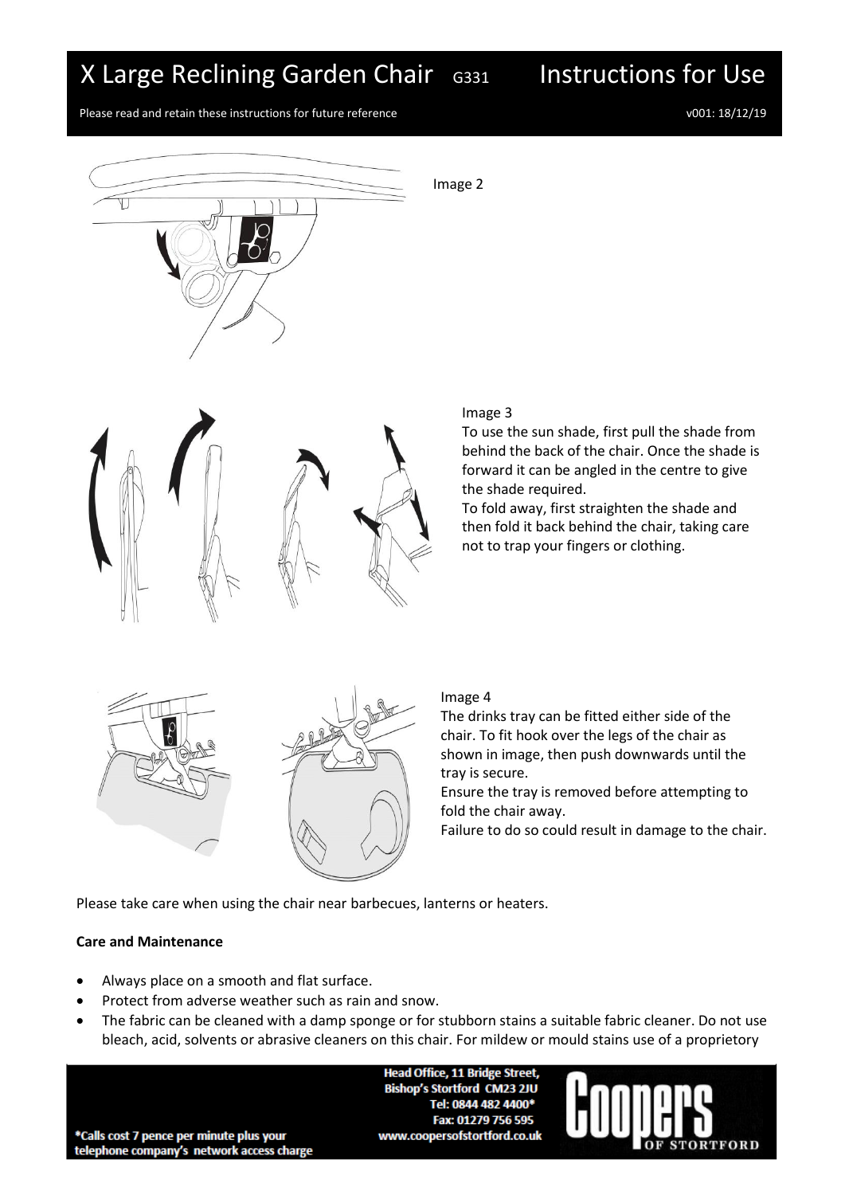Image 2

Image 3

To use the sun shade, first pull the shade from behind the back of the chair. Once the shade is forward it can be angled in the centre to give the shade required.

To fold away, first straighten the shade and then fold it back behind the chair, taking care not to trap your fingers or clothing.

Image 4

The drinks tray can be fitted either side of the chair. To fit hook over the legs of the chair as shown in image, then push downwards until the tray is secure.

Ensure the tray is removed before attempting to fold the chair away.

Failure to do so could result in damage to the chair.

Please take care when using the chair near barbecues, lanterns or heaters.

**Care and Maintenance**

- Always place on a smooth and flat surface.
- Protect from adverse weather such as rain and snow.
- The fabric can be cleaned with a damp sponge or for stubborn stains a suitable fabric cleaner. Do not use bleach, acid, solvents or abrasive cleaners on this chair. For mildew or mould stains use of a proprietary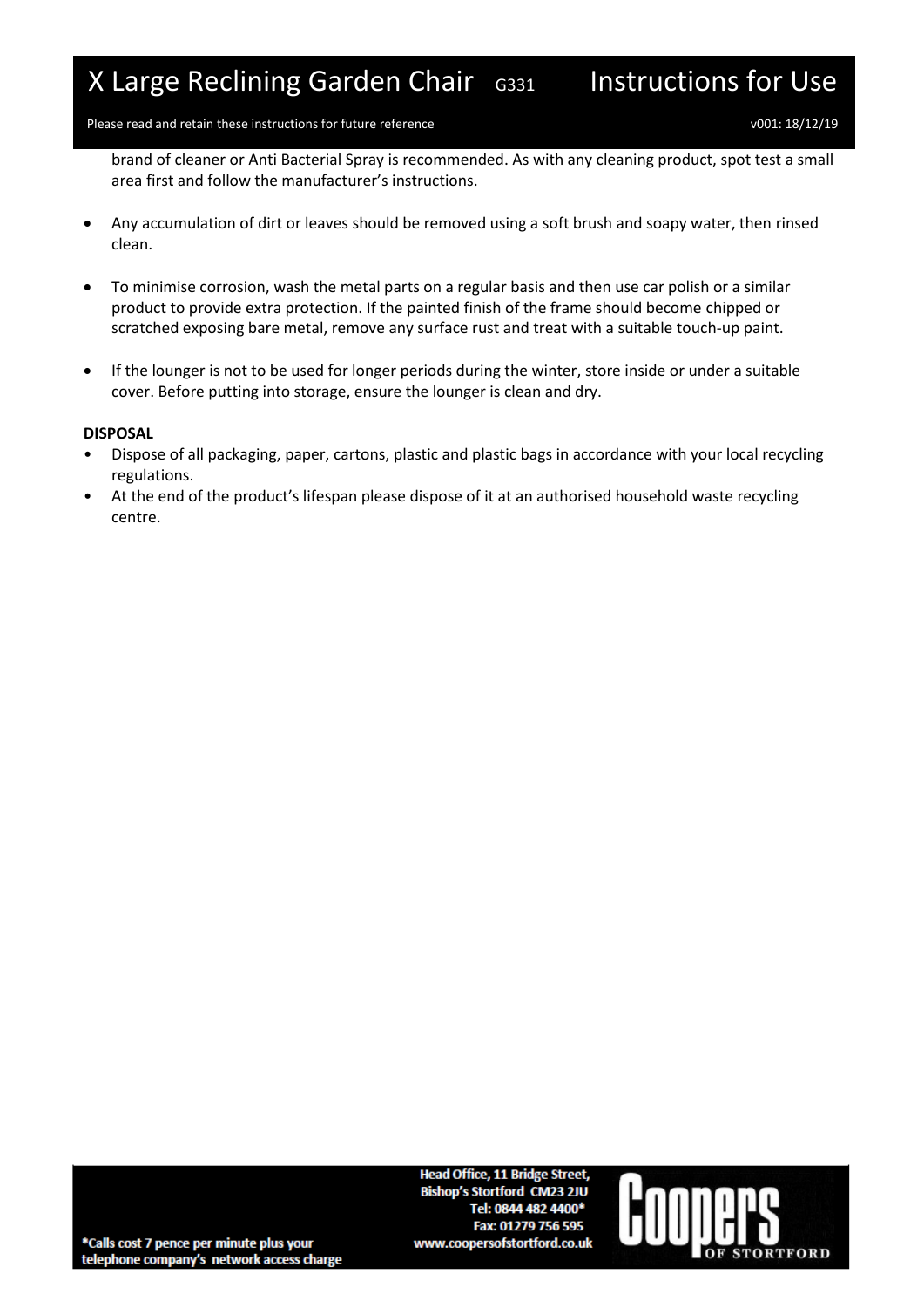brand of cleaner or Anti Bacterial Spray is recommended. As with any cleaning product, spot test a small area first and follow the manufacturer's instructions.

- Any accumulation of dirt or leaves should be removed using a soft brush and soapy water, then rinsed clean.
- To minimise corrosion, wash the metal parts on a regular basis and then use car polish or a similar product to provide extra protection. If the painted finish of the frame should become chipped or scratched exposing bare metal, remove any surface rust and treat with a suitable touch-up paint.
- If the lounger is not to be used for longer periods during the winter, store inside or under a suitable cover. Before putting into storage, ensure the lounger is clean and dry.

**DISPOSAL**

- Dispose of all packaging, paper, cartons, plastic and plastic bags in accordance with your local recycling regulations.
- At the end of the product's lifespan please dispose of it at an authorised household waste recycling centre.

Head Office, 11 Bridge Street,
Bishop's Stortford CM23 2JU
Tel: 0844 482 4400*
Fax: 01279 756 595
www.coopersofstortford.co.uk

*Calls cost 7 pence per minute plus your telephone company's network access charge

Coopers OF STORTFORD